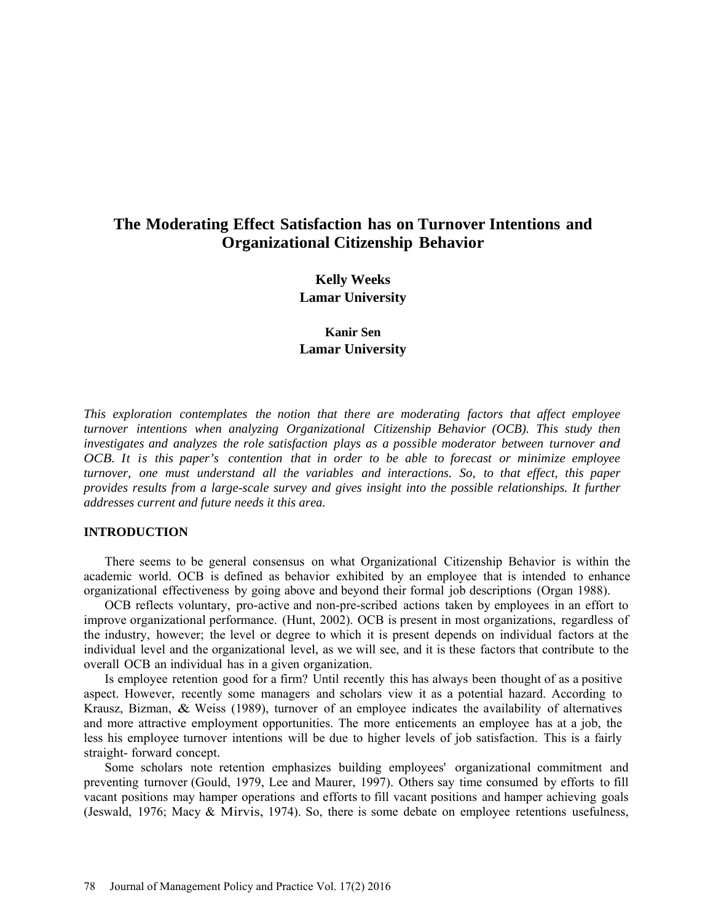# The Moderating Effect Satisfaction has on Turnover Intentions and Organizational Citizenship Behavior

**Kelly Weeks**
**Lamar University**

**Kanir Sen**
**Lamar University**

*This exploration contemplates the notion that there are moderating factors that affect employee turnover intentions when analyzing Organizational Citizenship Behavior (OCB). This study then investigates and analyzes the role satisfaction plays as a possible moderator between turnover and OCB. It is this paper's contention that in order to be able to forecast or minimize employee turnover, one must understand all the variables and interactions. So, to that effect, this paper provides results from a large-scale survey and gives insight into the possible relationships. It further addresses current and future needs it this area.*

## INTRODUCTION

There seems to be general consensus on what Organizational Citizenship Behavior is within the academic world. OCB is defined as behavior exhibited by an employee that is intended to enhance organizational effectiveness by going above and beyond their formal job descriptions (Organ 1988).

OCB reflects voluntary, pro-active and non-pre-scribed actions taken by employees in an effort to improve organizational performance. (Hunt, 2002). OCB is present in most organizations, regardless of the industry, however; the level or degree to which it is present depends on individual factors at the individual level and the organizational level, as we will see, and it is these factors that contribute to the overall OCB an individual has in a given organization.

Is employee retention good for a firm? Until recently this has always been thought of as a positive aspect. However, recently some managers and scholars view it as a potential hazard. According to Krausz, Bizman, & Weiss (1989), turnover of an employee indicates the availability of alternatives and more attractive employment opportunities. The more enticements an employee has at a job, the less his employee turnover intentions will be due to higher levels of job satisfaction. This is a fairly straight- forward concept.

Some scholars note retention emphasizes building employees' organizational commitment and preventing turnover (Gould, 1979, Lee and Maurer, 1997). Others say time consumed by efforts to fill vacant positions may hamper operations and efforts to fill vacant positions and hamper achieving goals (Jeswald, 1976; Macy & Mirvis, 1974). So, there is some debate on employee retentions usefulness,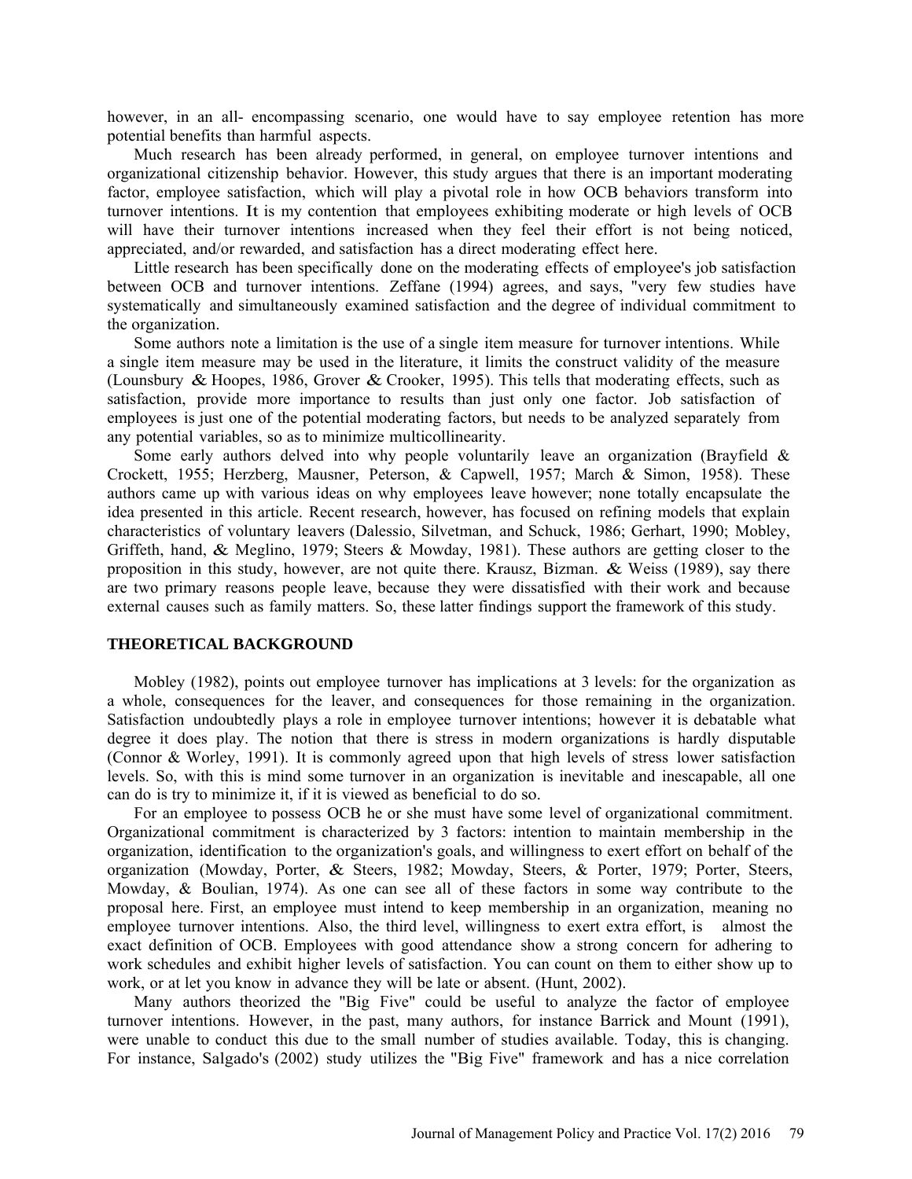however, in an all- encompassing scenario, one would have to say employee retention has more potential benefits than harmful aspects.

Much research has been already performed, in general, on employee turnover intentions and organizational citizenship behavior. However, this study argues that there is an important moderating factor, employee satisfaction, which will play a pivotal role in how OCB behaviors transform into turnover intentions. It is my contention that employees exhibiting moderate or high levels of OCB will have their turnover intentions increased when they feel their effort is not being noticed, appreciated, and/or rewarded, and satisfaction has a direct moderating effect here.

Little research has been specifically done on the moderating effects of employee's job satisfaction between OCB and turnover intentions. Zeffane (1994) agrees, and says, "very few studies have systematically and simultaneously examined satisfaction and the degree of individual commitment to the organization.

Some authors note a limitation is the use of a single item measure for turnover intentions. While a single item measure may be used in the literature, it limits the construct validity of the measure (Lounsbury & Hoopes, 1986, Grover & Crooker, 1995). This tells that moderating effects, such as satisfaction, provide more importance to results than just only one factor. Job satisfaction of employees is just one of the potential moderating factors, but needs to be analyzed separately from any potential variables, so as to minimize multicollinearity.

Some early authors delved into why people voluntarily leave an organization (Brayfield & Crockett, 1955; Herzberg, Mausner, Peterson, & Capwell, 1957; March & Simon, 1958). These authors came up with various ideas on why employees leave however; none totally encapsulate the idea presented in this article. Recent research, however, has focused on refining models that explain characteristics of voluntary leavers (Dalessio, Silvetman, and Schuck, 1986; Gerhart, 1990; Mobley, Griffeth, hand, & Meglino, 1979; Steers & Mowday, 1981). These authors are getting closer to the proposition in this study, however, are not quite there. Krausz, Bizman. & Weiss (1989), say there are two primary reasons people leave, because they were dissatisfied with their work and because external causes such as family matters. So, these latter findings support the framework of this study.

## THEORETICAL BACKGROUND

Mobley (1982), points out employee turnover has implications at 3 levels: for the organization as a whole, consequences for the leaver, and consequences for those remaining in the organization. Satisfaction undoubtedly plays a role in employee turnover intentions; however it is debatable what degree it does play. The notion that there is stress in modern organizations is hardly disputable (Connor & Worley, 1991). It is commonly agreed upon that high levels of stress lower satisfaction levels. So, with this is mind some turnover in an organization is inevitable and inescapable, all one can do is try to minimize it, if it is viewed as beneficial to do so.

For an employee to possess OCB he or she must have some level of organizational commitment. Organizational commitment is characterized by 3 factors: intention to maintain membership in the organization, identification to the organization's goals, and willingness to exert effort on behalf of the organization (Mowday, Porter, & Steers, 1982; Mowday, Steers, & Porter, 1979; Porter, Steers, Mowday, & Boulian, 1974). As one can see all of these factors in some way contribute to the proposal here. First, an employee must intend to keep membership in an organization, meaning no employee turnover intentions. Also, the third level, willingness to exert extra effort, is almost the exact definition of OCB. Employees with good attendance show a strong concern for adhering to work schedules and exhibit higher levels of satisfaction. You can count on them to either show up to work, or at let you know in advance they will be late or absent. (Hunt, 2002).

Many authors theorized the "Big Five" could be useful to analyze the factor of employee turnover intentions. However, in the past, many authors, for instance Barrick and Mount (1991), were unable to conduct this due to the small number of studies available. Today, this is changing. For instance, Salgado's (2002) study utilizes the "Big Five" framework and has a nice correlation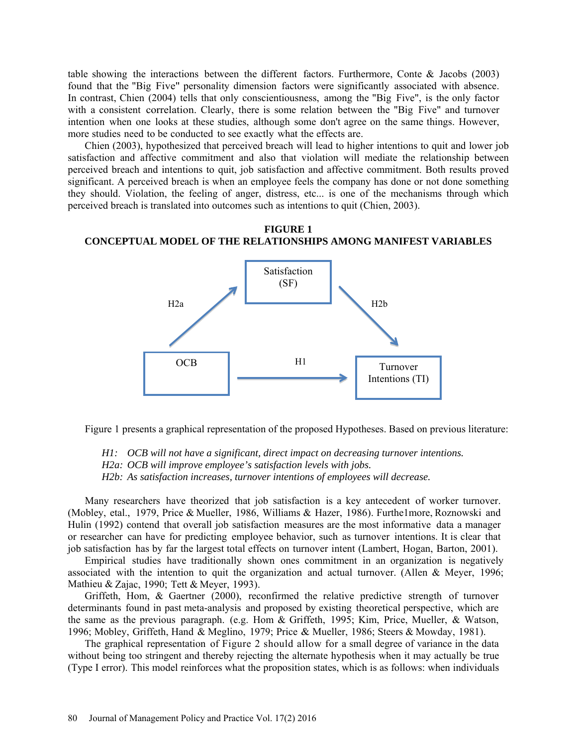table showing the interactions between the different factors. Furthermore, Conte & Jacobs (2003) found that the "Big Five" personality dimension factors were significantly associated with absence. In contrast, Chien (2004) tells that only conscientiousness, among the "Big Five", is the only factor with a consistent correlation. Clearly, there is some relation between the "Big Five" and turnover intention when one looks at these studies, although some don't agree on the same things. However, more studies need to be conducted to see exactly what the effects are.

Chien (2003), hypothesized that perceived breach will lead to higher intentions to quit and lower job satisfaction and affective commitment and also that violation will mediate the relationship between perceived breach and intentions to quit, job satisfaction and affective commitment. Both results proved significant. A perceived breach is when an employee feels the company has done or not done something they should. Violation, the feeling of anger, distress, etc... is one of the mechanisms through which perceived breach is translated into outcomes such as intentions to quit (Chien, 2003).

**FIGURE 1**
**CONCEPTUAL MODEL OF THE RELATIONSHIPS AMONG MANIFEST VARIABLES**

Satisfaction (SF)

H2a H2b

OCB H1 Turnover Intentions (TI)

Figure 1 presents a graphical representation of the proposed Hypotheses. Based on previous literature:

*H1: OCB will not have a significant, direct impact on decreasing turnover intentions.*
*H2a: OCB will improve employee's satisfaction levels with jobs.*
*H2b: As satisfaction increases, turnover intentions of employees will decrease.*

Many researchers have theorized that job satisfaction is a key antecedent of worker turnover. (Mobley, etal., 1979, Price & Mueller, 1986, Williams & Hazer, 1986). Furthe1more, Roznowski and Hulin (1992) contend that overall job satisfaction measures are the most informative data a manager or researcher can have for predicting employee behavior, such as turnover intentions. It is clear that job satisfaction has by far the largest total effects on turnover intent (Lambert, Hogan, Barton, 2001).

Empirical studies have traditionally shown ones commitment in an organization is negatively associated with the intention to quit the organization and actual turnover. (Allen & Meyer, 1996; Mathieu & Zajac, 1990; Tett & Meyer, 1993).

Griffeth, Hom, & Gaertner (2000), reconfirmed the relative predictive strength of turnover determinants found in past meta-analysis and proposed by existing theoretical perspective, which are the same as the previous paragraph. (e.g. Hom & Griffeth, 1995; Kim, Price, Mueller, & Watson, 1996; Mobley, Griffeth, Hand & Meglino, 1979; Price & Mueller, 1986; Steers & Mowday, 1981).

The graphical representation of Figure 2 should allow for a small degree of variance in the data without being too stringent and thereby rejecting the alternate hypothesis when it may actually be true (Type I error). This model reinforces what the proposition states, which is as follows: when individuals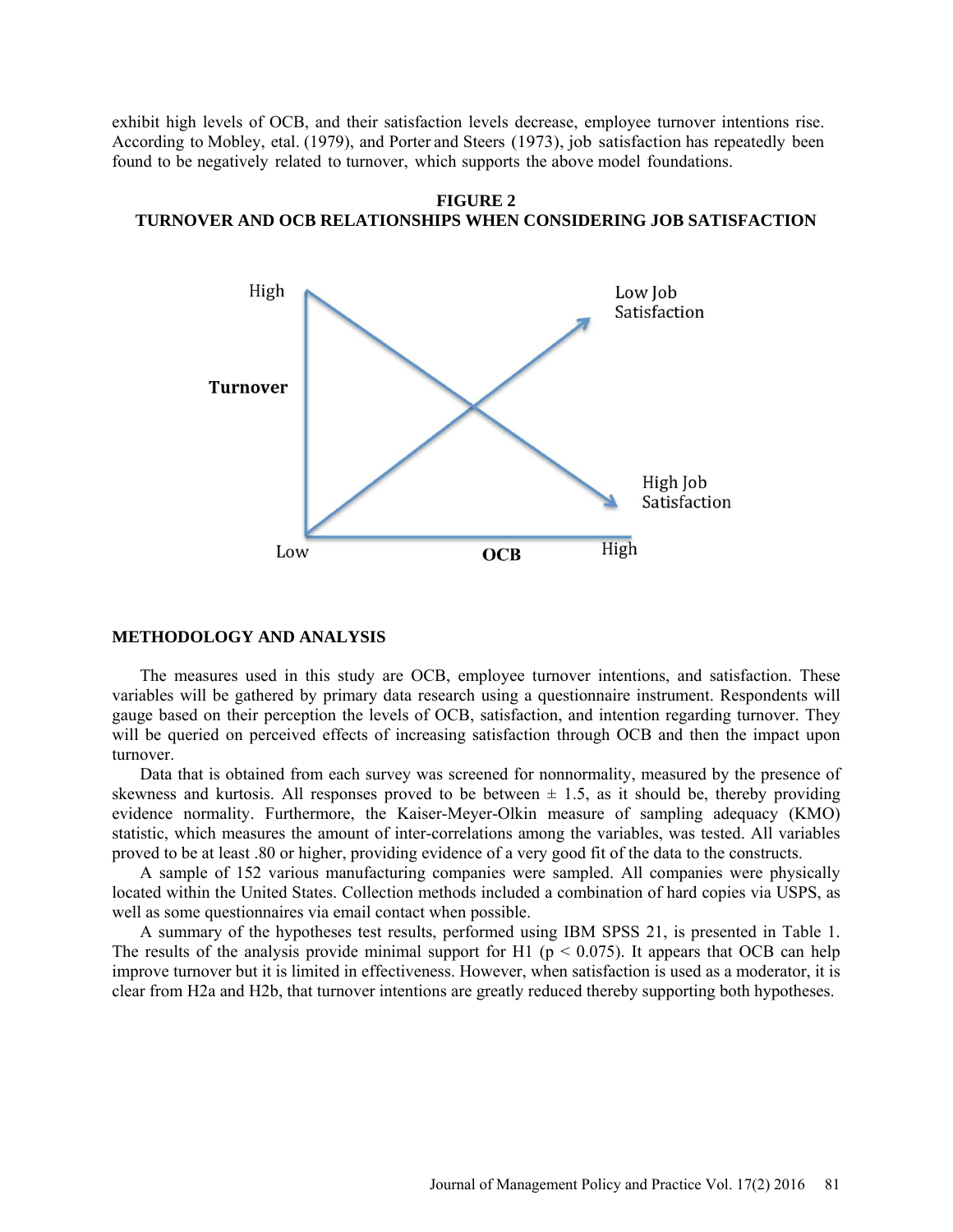exhibit high levels of OCB, and their satisfaction levels decrease, employee turnover intentions rise. According to Mobley, etal. (1979), and Porter and Steers (1973), job satisfaction has repeatedly been found to be negatively related to turnover, which supports the above model foundations.

**FIGURE 2**
**TURNOVER AND OCB RELATIONSHIPS WHEN CONSIDERING JOB SATISFACTION**

## METHODOLOGY AND ANALYSIS

The measures used in this study are OCB, employee turnover intentions, and satisfaction. These variables will be gathered by primary data research using a questionnaire instrument. Respondents will gauge based on their perception the levels of OCB, satisfaction, and intention regarding turnover. They will be queried on perceived effects of increasing satisfaction through OCB and then the impact upon turnover.

Data that is obtained from each survey was screened for nonnormality, measured by the presence of skewness and kurtosis. All responses proved to be between $\pm$ 1.5, as it should be, thereby providing evidence normality. Furthermore, the Kaiser-Meyer-Olkin measure of sampling adequacy (KMO) statistic, which measures the amount of inter-correlations among the variables, was tested. All variables proved to be at least .80 or higher, providing evidence of a very good fit of the data to the constructs.

A sample of 152 various manufacturing companies were sampled. All companies were physically located within the United States. Collection methods included a combination of hard copies via USPS, as well as some questionnaires via email contact when possible.

A summary of the hypotheses test results, performed using IBM SPSS 21, is presented in Table 1. The results of the analysis provide minimal support for H1 ($p < 0.075$). It appears that OCB can help improve turnover but it is limited in effectiveness. However, when satisfaction is used as a moderator, it is clear from H2a and H2b, that turnover intentions are greatly reduced thereby supporting both hypotheses.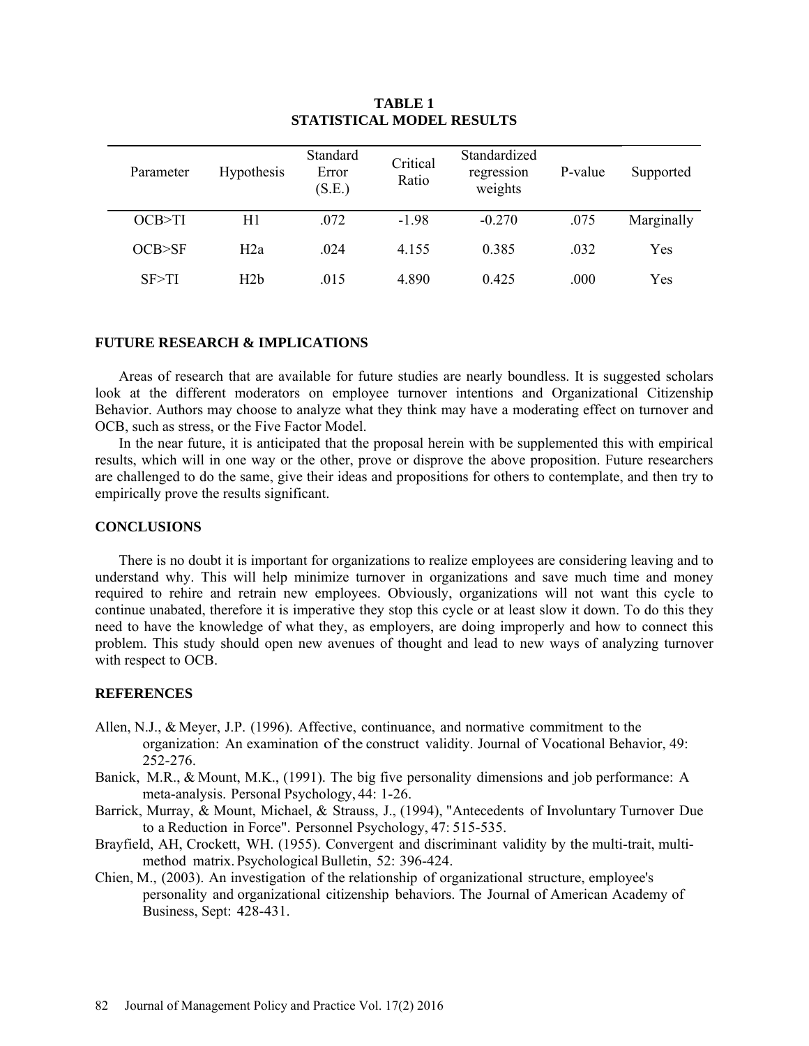**TABLE 1**
**STATISTICAL MODEL RESULTS**

| Parameter | Hypothesis | Standard Error (S.E.) | Critical Ratio | Standardized regression weights | P-value | Supported |
|---|---|---|---|---|---|---|
| OCB>TI | H1 | .072 | -1.98 | -0.270 | .075 | Marginally |
| OCB>SF | H2a | .024 | 4.155 | 0.385 | .032 | Yes |
| SF>TI | H2b | .015 | 4.890 | 0.425 | .000 | Yes |

## FUTURE RESEARCH & IMPLICATIONS

Areas of research that are available for future studies are nearly boundless. It is suggested scholars look at the different moderators on employee turnover intentions and Organizational Citizenship Behavior. Authors may choose to analyze what they think may have a moderating effect on turnover and OCB, such as stress, or the Five Factor Model.

In the near future, it is anticipated that the proposal herein with be supplemented this with empirical results, which will in one way or the other, prove or disprove the above proposition. Future researchers are challenged to do the same, give their ideas and propositions for others to contemplate, and then try to empirically prove the results significant.

## CONCLUSIONS

There is no doubt it is important for organizations to realize employees are considering leaving and to understand why. This will help minimize turnover in organizations and save much time and money required to rehire and retrain new employees. Obviously, organizations will not want this cycle to continue unabated, therefore it is imperative they stop this cycle or at least slow it down. To do this they need to have the knowledge of what they, as employers, are doing improperly and how to connect this problem. This study should open new avenues of thought and lead to new ways of analyzing turnover with respect to OCB.

## REFERENCES

Allen, N.J., & Meyer, J.P. (1996). Affective, continuance, and normative commitment to the organization: An examination of the construct validity. Journal of Vocational Behavior, 49: 252-276.

Banick, M.R., & Mount, M.K., (1991). The big five personality dimensions and job performance: A meta-analysis. Personal Psychology, 44: 1-26.

Barrick, Murray, & Mount, Michael, & Strauss, J., (1994), "Antecedents of Involuntary Turnover Due to a Reduction in Force". Personnel Psychology, 47: 515-535.

Brayfield, AH, Crockett, WH. (1955). Convergent and discriminant validity by the multi-trait, multi-method matrix. Psychological Bulletin, 52: 396-424.

Chien, M., (2003). An investigation of the relationship of organizational structure, employee's personality and organizational citizenship behaviors. The Journal of American Academy of Business, Sept: 428-431.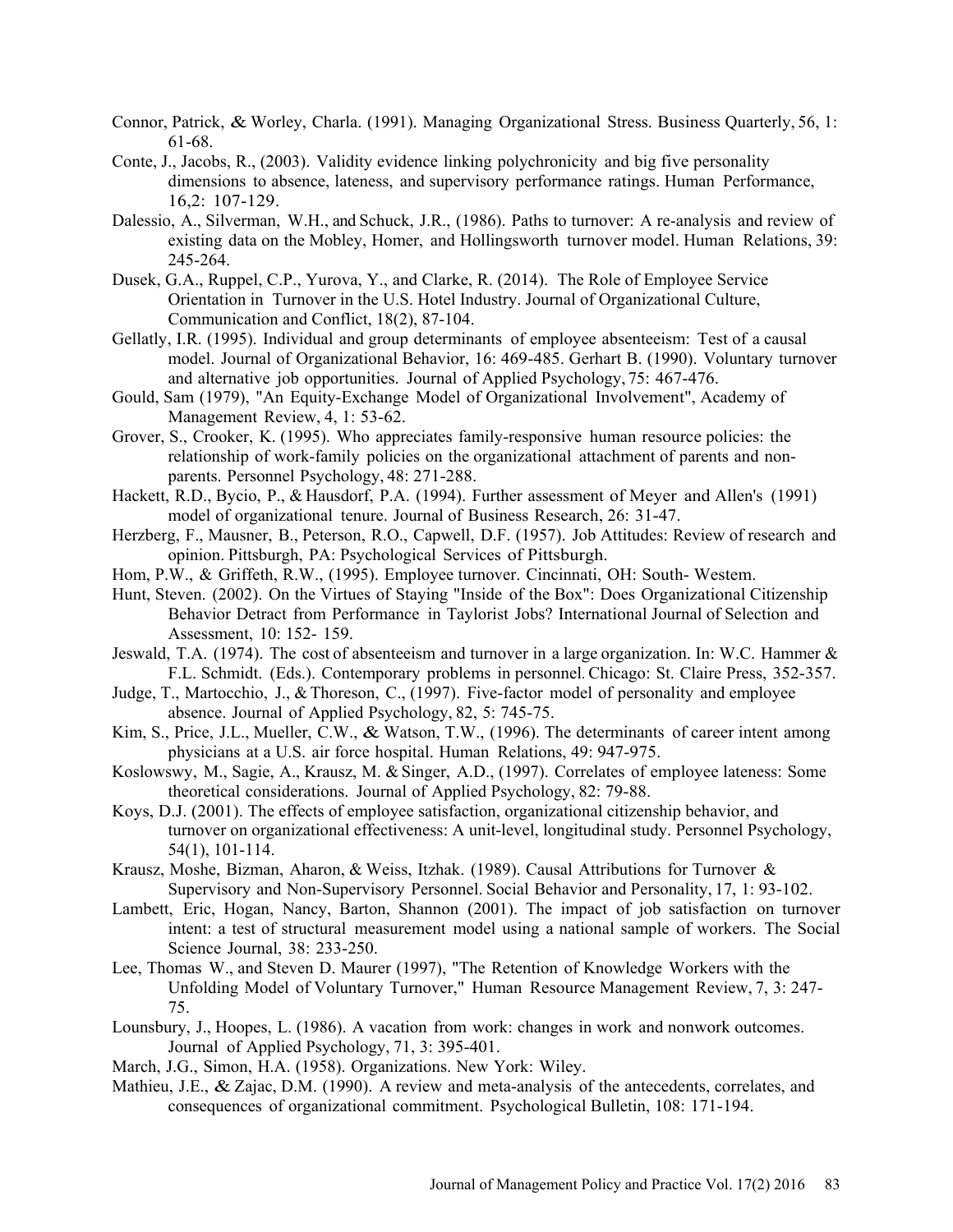Connor, Patrick, & Worley, Charla. (1991). Managing Organizational Stress. Business Quarterly, 56, 1: 61-68.

Conte, J., Jacobs, R., (2003). Validity evidence linking polychronicity and big five personality dimensions to absence, lateness, and supervisory performance ratings. Human Performance, 16,2: 107-129.

Dalessio, A., Silverman, W.H., and Schuck, J.R., (1986). Paths to turnover: A re-analysis and review of existing data on the Mobley, Homer, and Hollingsworth turnover model. Human Relations, 39: 245-264.

Dusek, G.A., Ruppel, C.P., Yurova, Y., and Clarke, R. (2014). The Role of Employee Service Orientation in Turnover in the U.S. Hotel Industry. Journal of Organizational Culture, Communication and Conflict, 18(2), 87-104.

Gellatly, I.R. (1995). Individual and group determinants of employee absenteeism: Test of a causal model. Journal of Organizational Behavior, 16: 469-485. Gerhart B. (1990). Voluntary turnover and alternative job opportunities. Journal of Applied Psychology, 75: 467-476.

Gould, Sam (1979), "An Equity-Exchange Model of Organizational Involvement", Academy of Management Review, 4, 1: 53-62.

Grover, S., Crooker, K. (1995). Who appreciates family-responsive human resource policies: the relationship of work-family policies on the organizational attachment of parents and non-parents. Personnel Psychology, 48: 271-288.

Hackett, R.D., Bycio, P., & Hausdorf, P.A. (1994). Further assessment of Meyer and Allen's (1991) model of organizational tenure. Journal of Business Research, 26: 31-47.

Herzberg, F., Mausner, B., Peterson, R.O., Capwell, D.F. (1957). Job Attitudes: Review of research and opinion. Pittsburgh, PA: Psychological Services of Pittsburgh.

Hom, P.W., & Griffeth, R.W., (1995). Employee turnover. Cincinnati, OH: South- Westem.

Hunt, Steven. (2002). On the Virtues of Staying "Inside of the Box": Does Organizational Citizenship Behavior Detract from Performance in Taylorist Jobs? International Journal of Selection and Assessment, 10: 152- 159.

Jeswald, T.A. (1974). The cost of absenteeism and turnover in a large organization. In: W.C. Hammer & F.L. Schmidt. (Eds.). Contemporary problems in personnel. Chicago: St. Claire Press, 352-357.

Judge, T., Martocchio, J., & Thoreson, C., (1997). Five-factor model of personality and employee absence. Journal of Applied Psychology, 82, 5: 745-75.

Kim, S., Price, J.L., Mueller, C.W., & Watson, T.W., (1996). The determinants of career intent among physicians at a U.S. air force hospital. Human Relations, 49: 947-975.

Koslowswy, M., Sagie, A., Krausz, M. & Singer, A.D., (1997). Correlates of employee lateness: Some theoretical considerations. Journal of Applied Psychology, 82: 79-88.

Koys, D.J. (2001). The effects of employee satisfaction, organizational citizenship behavior, and turnover on organizational effectiveness: A unit-level, longitudinal study. Personnel Psychology, 54(1), 101-114.

Krausz, Moshe, Bizman, Aharon, & Weiss, Itzhak. (1989). Causal Attributions for Turnover & Supervisory and Non-Supervisory Personnel. Social Behavior and Personality, 17, 1: 93-102.

Lambett, Eric, Hogan, Nancy, Barton, Shannon (2001). The impact of job satisfaction on turnover intent: a test of structural measurement model using a national sample of workers. The Social Science Journal, 38: 233-250.

Lee, Thomas W., and Steven D. Maurer (1997), "The Retention of Knowledge Workers with the Unfolding Model of Voluntary Turnover," Human Resource Management Review, 7, 3: 247-75.

Lounsbury, J., Hoopes, L. (1986). A vacation from work: changes in work and nonwork outcomes. Journal of Applied Psychology, 71, 3: 395-401.

March, J.G., Simon, H.A. (1958). Organizations. New York: Wiley.

Mathieu, J.E., & Zajac, D.M. (1990). A review and meta-analysis of the antecedents, correlates, and consequences of organizational commitment. Psychological Bulletin, 108: 171-194.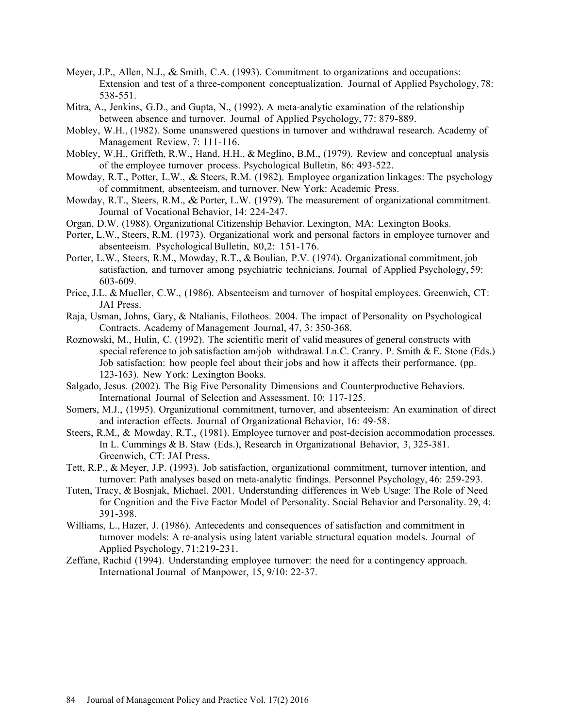Meyer, J.P., Allen, N.J., & Smith, C.A. (1993). Commitment to organizations and occupations: Extension and test of a three-component conceptualization. Journal of Applied Psychology, 78: 538-551.

Mitra, A., Jenkins, G.D., and Gupta, N., (1992). A meta-analytic examination of the relationship between absence and turnover. Journal of Applied Psychology, 77: 879-889.

Mobley, W.H., (1982). Some unanswered questions in turnover and withdrawal research. Academy of Management Review, 7: 111-116.

Mobley, W.H., Griffeth, R.W., Hand, H.H., & Meglino, B.M., (1979). Review and conceptual analysis of the employee turnover process. Psychological Bulletin, 86: 493-522.

Mowday, R.T., Potter, L.W., & Steers, R.M. (1982). Employee organization linkages: The psychology of commitment, absenteeism, and turnover. New York: Academic Press.

Mowday, R.T., Steers, R.M., & Porter, L.W. (1979). The measurement of organizational commitment. Journal of Vocational Behavior, 14: 224-247.

Organ, D.W. (1988). Organizational Citizenship Behavior. Lexington, MA: Lexington Books.

Porter, L.W., Steers, R.M. (1973). Organizational work and personal factors in employee turnover and absenteeism. Psychological Bulletin, 80,2: 151-176.

Porter, L.W., Steers, R.M., Mowday, R.T., & Boulian, P.V. (1974). Organizational commitment, job satisfaction, and turnover among psychiatric technicians. Journal of Applied Psychology, 59: 603-609.

Price, J.L. & Mueller, C.W., (1986). Absenteeism and turnover of hospital employees. Greenwich, CT: JAI Press.

Raja, Usman, Johns, Gary, & Ntalianis, Filotheos. 2004. The impact of Personality on Psychological Contracts. Academy of Management Journal, 47, 3: 350-368.

Roznowski, M., Hulin, C. (1992). The scientific merit of valid measures of general constructs with special reference to job satisfaction am/job withdrawal. Ln.C. Cranry. P. Smith & E. Stone (Eds.) Job satisfaction: how people feel about their jobs and how it affects their performance. (pp. 123-163). New York: Lexington Books.

Salgado, Jesus. (2002). The Big Five Personality Dimensions and Counterproductive Behaviors. International Journal of Selection and Assessment. I0: 117-125.

Somers, M.J., (1995). Organizational commitment, turnover, and absenteeism: An examination of direct and interaction effects. Journal of Organizational Behavior, 16: 49-58.

Steers, R.M., & Mowday, R.T., (1981). Employee turnover and post-decision accommodation processes. In L. Cummings & B. Staw (Eds.), Research in Organizational Behavior, 3, 325-381. Greenwich, CT: JAI Press.

Tett, R.P., & Meyer, J.P. (1993). Job satisfaction, organizational commitment, turnover intention, and turnover: Path analyses based on meta-analytic findings. Personnel Psychology, 46: 259-293.

Tuten, Tracy, & Bosnjak, Michael. 2001. Understanding differences in Web Usage: The Role of Need for Cognition and the Five Factor Model of Personality. Social Behavior and Personality. 29, 4: 391-398.

Williams, L., Hazer, J. (1986). Antecedents and consequences of satisfaction and commitment in turnover models: A re-analysis using latent variable structural equation models. Journal of Applied Psychology, 71:219-231.

Zeffane, Rachid (1994). Understanding employee turnover: the need for a contingency approach. International Journal of Manpower, 15, 9/10: 22-37.